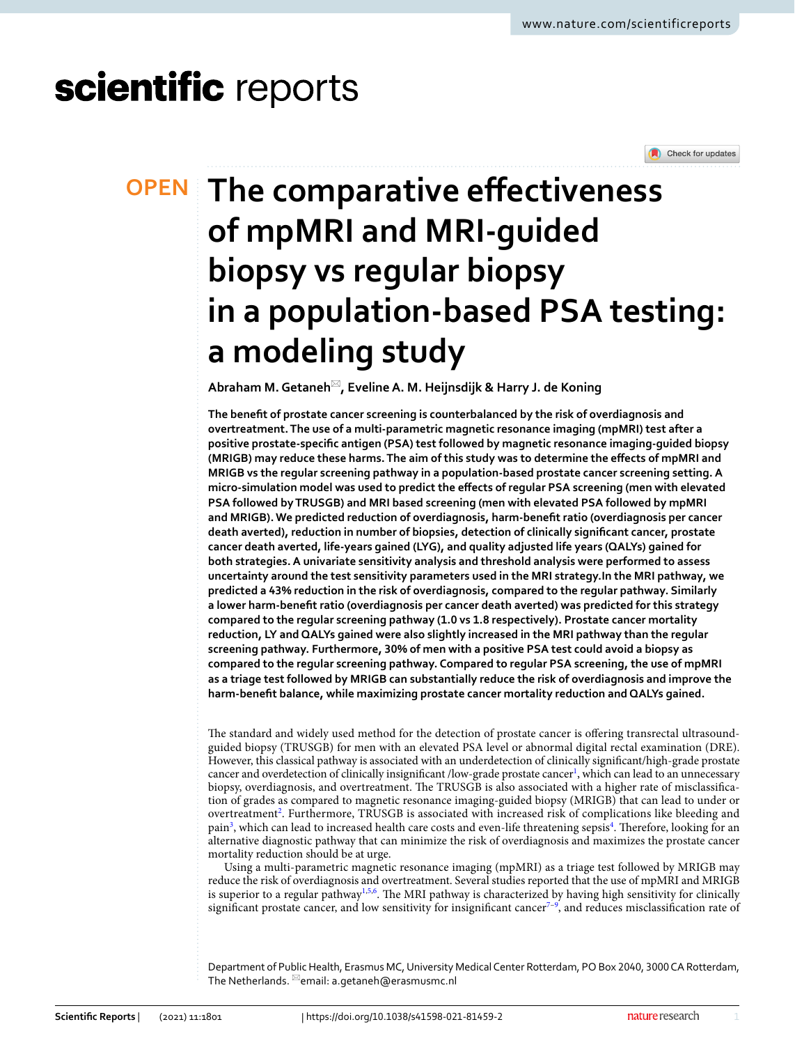# The comparative effectiveness of mpMRI and MRI-guided biopsy vs regular biopsy in a population-based PSA testing: a modeling study

**Abraham M. Getaneh✉, Eveline A. M. Heijnsdijk & Harry J. de Koning**

**The benefit of prostate cancer screening is counterbalanced by the risk of overdiagnosis and overtreatment. The use of a multi-parametric magnetic resonance imaging (mpMRI) test after a positive prostate-specific antigen (PSA) test followed by magnetic resonance imaging-guided biopsy (MRIGB) may reduce these harms. The aim of this study was to determine the effects of mpMRI and MRIGB vs the regular screening pathway in a population-based prostate cancer screening setting. A micro-simulation model was used to predict the effects of regular PSA screening (men with elevated PSA followed by TRUSGB) and MRI based screening (men with elevated PSA followed by mpMRI and MRIGB). We predicted reduction of overdiagnosis, harm-benefit ratio (overdiagnosis per cancer death averted), reduction in number of biopsies, detection of clinically significant cancer, prostate cancer death averted, life-years gained (LYG), and quality adjusted life years (QALYs) gained for both strategies. A univariate sensitivity analysis and threshold analysis were performed to assess uncertainty around the test sensitivity parameters used in the MRI strategy.In the MRI pathway, we predicted a 43% reduction in the risk of overdiagnosis, compared to the regular pathway. Similarly a lower harm-benefit ratio (overdiagnosis per cancer death averted) was predicted for this strategy compared to the regular screening pathway (1.0 vs 1.8 respectively). Prostate cancer mortality reduction, LY and QALYs gained were also slightly increased in the MRI pathway than the regular screening pathway. Furthermore, 30% of men with a positive PSA test could avoid a biopsy as compared to the regular screening pathway. Compared to regular PSA screening, the use of mpMRI as a triage test followed by MRIGB can substantially reduce the risk of overdiagnosis and improve the harm-benefit balance, while maximizing prostate cancer mortality reduction and QALYs gained.**

The standard and widely used method for the detection of prostate cancer is offering transrectal ultrasound-guided biopsy (TRUSGB) for men with an elevated PSA level or abnormal digital rectal examination (DRE). However, this classical pathway is associated with an underdetection of clinically significant/high-grade prostate cancer and overdetection of clinically insignificant /low-grade prostate cancer[1], which can lead to an unnecessary biopsy, overdiagnosis, and overtreatment. The TRUSGB is also associated with a higher rate of misclassification of grades as compared to magnetic resonance imaging-guided biopsy (MRIGB) that can lead to under or overtreatment[2]. Furthermore, TRUSGB is associated with increased risk of complications like bleeding and pain[3], which can lead to increased health care costs and even-life threatening sepsis[4]. Therefore, looking for an alternative diagnostic pathway that can minimize the risk of overdiagnosis and maximizes the prostate cancer mortality reduction should be at urge.

Using a multi-parametric magnetic resonance imaging (mpMRI) as a triage test followed by MRIGB may reduce the risk of overdiagnosis and overtreatment. Several studies reported that the use of mpMRI and MRIGB is superior to a regular pathway[1,5,6]. The MRI pathway is characterized by having high sensitivity for clinically significant prostate cancer, and low sensitivity for insignificant cancer[7–9], and reduces misclassification rate of

Department of Public Health, Erasmus MC, University Medical Center Rotterdam, PO Box 2040, 3000 CA Rotterdam, The Netherlands. ✉email: a.getaneh@erasmusmc.nl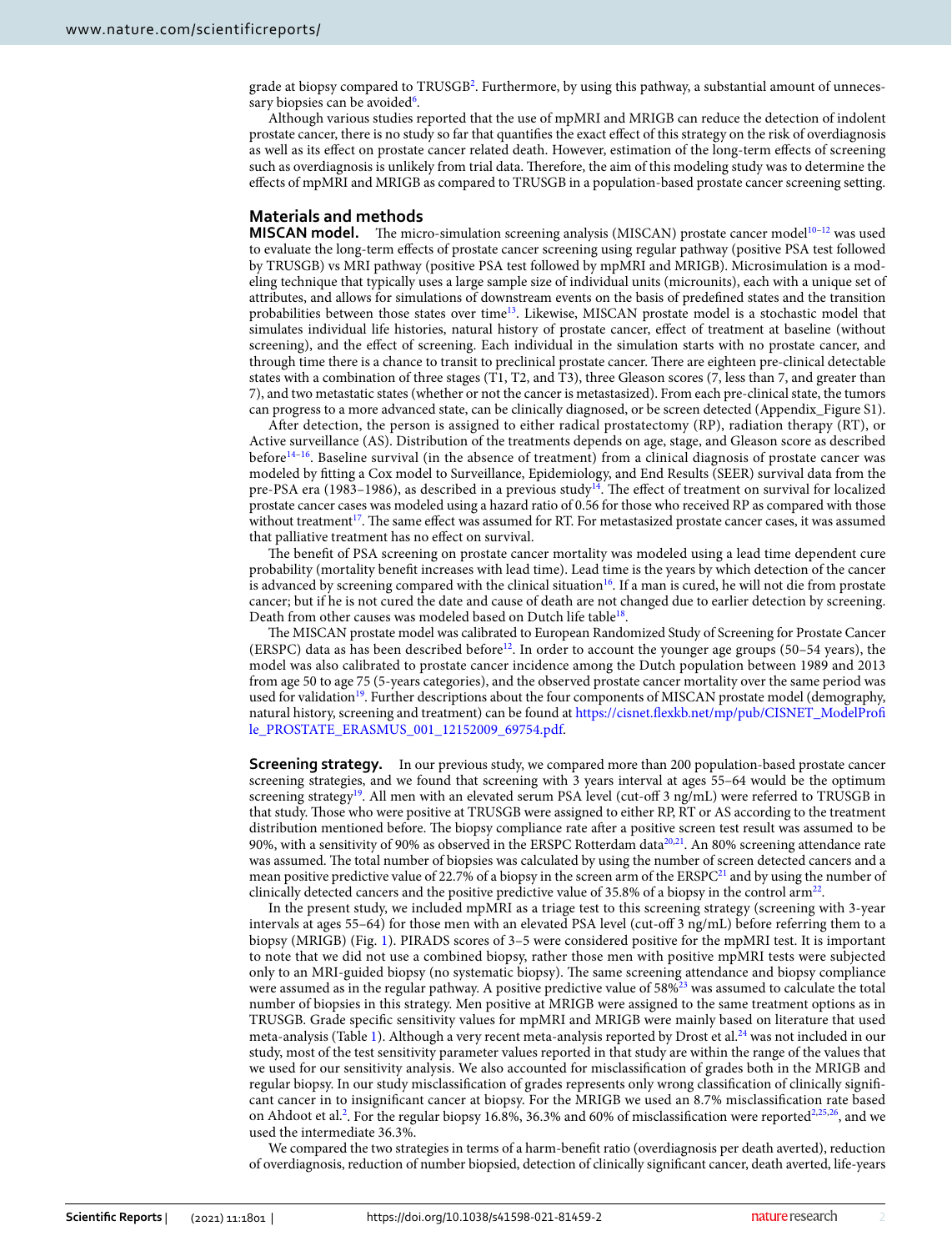grade at biopsy compared to TRUSGB[2]. Furthermore, by using this pathway, a substantial amount of unnecessary biopsies can be avoided[6].

Although various studies reported that the use of mpMRI and MRIGB can reduce the detection of indolent prostate cancer, there is no study so far that quantifies the exact effect of this strategy on the risk of overdiagnosis as well as its effect on prostate cancer related death. However, estimation of the long-term effects of screening such as overdiagnosis is unlikely from trial data. Therefore, the aim of this modeling study was to determine the effects of mpMRI and MRIGB as compared to TRUSGB in a population-based prostate cancer screening setting.

## Materials and methods

**MISCAN model.** The micro-simulation screening analysis (MISCAN) prostate cancer model[10–12] was used to evaluate the long-term effects of prostate cancer screening using regular pathway (positive PSA test followed by TRUSGB) vs MRI pathway (positive PSA test followed by mpMRI and MRIGB). Microsimulation is a modeling technique that typically uses a large sample size of individual units (microunits), each with a unique set of attributes, and allows for simulations of downstream events on the basis of predefined states and the transition probabilities between those states over time[13]. Likewise, MISCAN prostate model is a stochastic model that simulates individual life histories, natural history of prostate cancer, effect of treatment at baseline (without screening), and the effect of screening. Each individual in the simulation starts with no prostate cancer, and through time there is a chance to transit to preclinical prostate cancer. There are eighteen pre-clinical detectable states with a combination of three stages (T1, T2, and T3), three Gleason scores (7, less than 7, and greater than 7), and two metastatic states (whether or not the cancer is metastasized). From each pre-clinical state, the tumors can progress to a more advanced state, can be clinically diagnosed, or be screen detected (Appendix_Figure S1).

After detection, the person is assigned to either radical prostatectomy (RP), radiation therapy (RT), or Active surveillance (AS). Distribution of the treatments depends on age, stage, and Gleason score as described before[14–16]. Baseline survival (in the absence of treatment) from a clinical diagnosis of prostate cancer was modeled by fitting a Cox model to Surveillance, Epidemiology, and End Results (SEER) survival data from the pre-PSA era (1983–1986), as described in a previous study[14]. The effect of treatment on survival for localized prostate cancer cases was modeled using a hazard ratio of 0.56 for those who received RP as compared with those without treatment[17]. The same effect was assumed for RT. For metastasized prostate cancer cases, it was assumed that palliative treatment has no effect on survival.

The benefit of PSA screening on prostate cancer mortality was modeled using a lead time dependent cure probability (mortality benefit increases with lead time). Lead time is the years by which detection of the cancer is advanced by screening compared with the clinical situation[16]. If a man is cured, he will not die from prostate cancer; but if he is not cured the date and cause of death are not changed due to earlier detection by screening. Death from other causes was modeled based on Dutch life table[18].

The MISCAN prostate model was calibrated to European Randomized Study of Screening for Prostate Cancer (ERSPC) data as has been described before[12]. In order to account the younger age groups (50–54 years), the model was also calibrated to prostate cancer incidence among the Dutch population between 1989 and 2013 from age 50 to age 75 (5-years categories), and the observed prostate cancer mortality over the same period was used for validation[19]. Further descriptions about the four components of MISCAN prostate model (demography, natural history, screening and treatment) can be found at https://cisnet.flexkb.net/mp/pub/CISNET_ModelProfile_PROSTATE_ERASMUS_001_12152009_69754.pdf.

**Screening strategy.** In our previous study, we compared more than 200 population-based prostate cancer screening strategies, and we found that screening with 3 years interval at ages 55–64 would be the optimum screening strategy[19]. All men with an elevated serum PSA level (cut-off 3 ng/mL) were referred to TRUSGB in that study. Those who were positive at TRUSGB were assigned to either RP, RT or AS according to the treatment distribution mentioned before. The biopsy compliance rate after a positive screen test result was assumed to be 90%, with a sensitivity of 90% as observed in the ERSPC Rotterdam data[20,21]. An 80% screening attendance rate was assumed. The total number of biopsies was calculated by using the number of screen detected cancers and a mean positive predictive value of 22.7% of a biopsy in the screen arm of the ERSPC[21] and by using the number of clinically detected cancers and the positive predictive value of 35.8% of a biopsy in the control arm[22].

In the present study, we included mpMRI as a triage test to this screening strategy (screening with 3-year intervals at ages 55–64) for those men with an elevated PSA level (cut-off 3 ng/mL) before referring them to a biopsy (MRIGB) (Fig. 1). PIRADS scores of 3–5 were considered positive for the mpMRI test. It is important to note that we did not use a combined biopsy, rather those men with positive mpMRI tests were subjected only to an MRI-guided biopsy (no systematic biopsy). The same screening attendance and biopsy compliance were assumed as in the regular pathway. A positive predictive value of 58%[23] was assumed to calculate the total number of biopsies in this strategy. Men positive at MRIGB were assigned to the same treatment options as in TRUSGB. Grade specific sensitivity values for mpMRI and MRIGB were mainly based on literature that used meta-analysis (Table 1). Although a very recent meta-analysis reported by Drost et al.[24] was not included in our study, most of the test sensitivity parameter values reported in that study are within the range of the values that we used for our sensitivity analysis. We also accounted for misclassification of grades both in the MRIGB and regular biopsy. In our study misclassification of grades represents only wrong classification of clinically significant cancer in to insignificant cancer at biopsy. For the MRIGB we used an 8.7% misclassification rate based on Ahdoot et al.[2]. For the regular biopsy 16.8%, 36.3% and 60% of misclassification were reported[2,25,26], and we used the intermediate 36.3%.

We compared the two strategies in terms of a harm-benefit ratio (overdiagnosis per death averted), reduction of overdiagnosis, reduction of number biopsied, detection of clinically significant cancer, death averted, life-years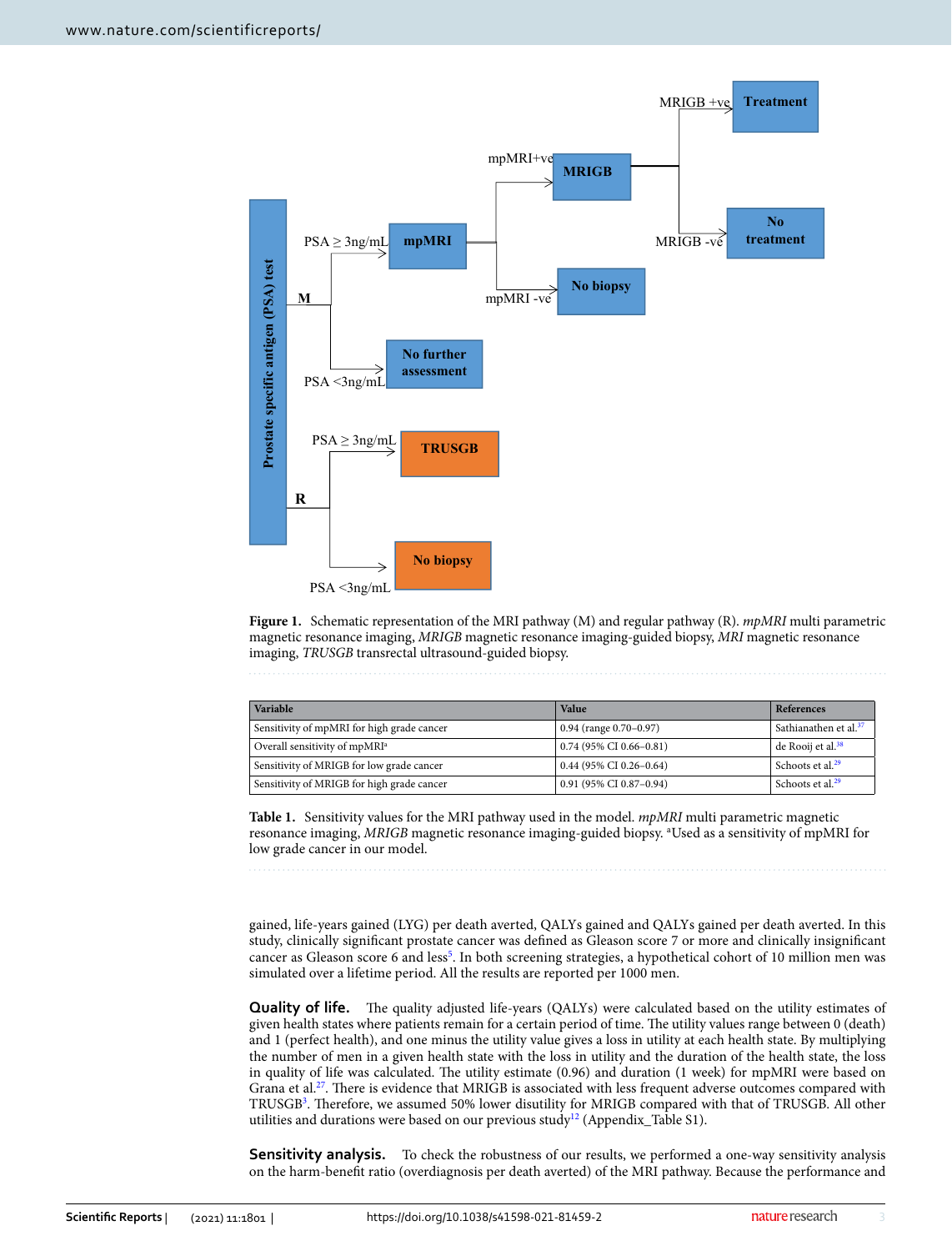**Figure 1.** Schematic representation of the MRI pathway (M) and regular pathway (R). *mpMRI* multi parametric magnetic resonance imaging, *MRIGB* magnetic resonance imaging-guided biopsy, *MRI* magnetic resonance imaging, *TRUSGB* transrectal ultrasound-guided biopsy.

| Variable | Value | References |
|---|---|---|
| Sensitivity of mpMRI for high grade cancer | 0.94 (range 0.70–0.97) | Sathianathen et al.[37] |
| Overall sensitivity of mpMRI[a] | 0.74 (95% CI 0.66–0.81) | de Rooij et al.[38] |
| Sensitivity of MRIGB for low grade cancer | 0.44 (95% CI 0.26–0.64) | Schoots et al.[29] |
| Sensitivity of MRIGB for high grade cancer | 0.91 (95% CI 0.87–0.94) | Schoots et al.[29] |

**Table 1.** Sensitivity values for the MRI pathway used in the model. *mpMRI* multi parametric magnetic resonance imaging, *MRIGB* magnetic resonance imaging-guided biopsy. [a]Used as a sensitivity of mpMRI for low grade cancer in our model.

gained, life-years gained (LYG) per death averted, QALYs gained and QALYs gained per death averted. In this study, clinically significant prostate cancer was defined as Gleason score 7 or more and clinically insignificant cancer as Gleason score 6 and less[5]. In both screening strategies, a hypothetical cohort of 10 million men was simulated over a lifetime period. All the results are reported per 1000 men.

**Quality of life.** The quality adjusted life-years (QALYs) were calculated based on the utility estimates of given health states where patients remain for a certain period of time. The utility values range between 0 (death) and 1 (perfect health), and one minus the utility value gives a loss in utility at each health state. By multiplying the number of men in a given health state with the loss in utility and the duration of the health state, the loss in quality of life was calculated. The utility estimate (0.96) and duration (1 week) for mpMRI were based on Grana et al.[27]. There is evidence that MRIGB is associated with less frequent adverse outcomes compared with TRUSGB[3]. Therefore, we assumed 50% lower disutility for MRIGB compared with that of TRUSGB. All other utilities and durations were based on our previous study[12] (Appendix_Table S1).

**Sensitivity analysis.** To check the robustness of our results, we performed a one-way sensitivity analysis on the harm-benefit ratio (overdiagnosis per death averted) of the MRI pathway. Because the performance and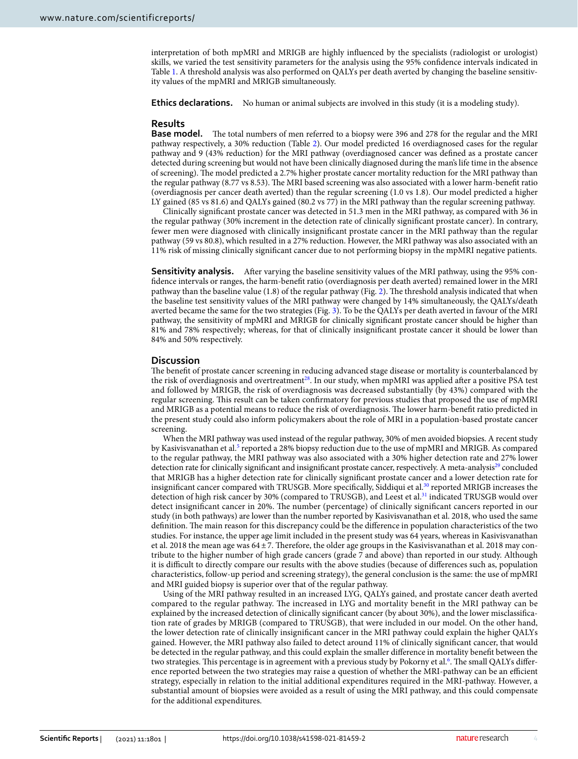interpretation of both mpMRI and MRIGB are highly influenced by the specialists (radiologist or urologist) skills, we varied the test sensitivity parameters for the analysis using the 95% confidence intervals indicated in Table 1. A threshold analysis was also performed on QALYs per death averted by changing the baseline sensitivity values of the mpMRI and MRIGB simultaneously.

**Ethics declarations.** No human or animal subjects are involved in this study (it is a modeling study).

## Results

**Base model.** The total numbers of men referred to a biopsy were 396 and 278 for the regular and the MRI pathway respectively, a 30% reduction (Table 2). Our model predicted 16 overdiagnosed cases for the regular pathway and 9 (43% reduction) for the MRI pathway (overdiagnosed cancer was defined as a prostate cancer detected during screening but would not have been clinically diagnosed during the man's life time in the absence of screening). The model predicted a 2.7% higher prostate cancer mortality reduction for the MRI pathway than the regular pathway (8.77 vs 8.53). The MRI based screening was also associated with a lower harm-benefit ratio (overdiagnosis per cancer death averted) than the regular screening (1.0 vs 1.8). Our model predicted a higher LY gained (85 vs 81.6) and QALYs gained (80.2 vs 77) in the MRI pathway than the regular screening pathway.

Clinically significant prostate cancer was detected in 51.3 men in the MRI pathway, as compared with 36 in the regular pathway (30% increment in the detection rate of clinically significant prostate cancer). In contrary, fewer men were diagnosed with clinically insignificant prostate cancer in the MRI pathway than the regular pathway (59 vs 80.8), which resulted in a 27% reduction. However, the MRI pathway was also associated with an 11% risk of missing clinically significant cancer due to not performing biopsy in the mpMRI negative patients.

**Sensitivity analysis.** After varying the baseline sensitivity values of the MRI pathway, using the 95% confidence intervals or ranges, the harm-benefit ratio (overdiagnosis per death averted) remained lower in the MRI pathway than the baseline value (1.8) of the regular pathway (Fig. 2). The threshold analysis indicated that when the baseline test sensitivity values of the MRI pathway were changed by 14% simultaneously, the QALYs/death averted became the same for the two strategies (Fig. 3). To be the QALYs per death averted in favour of the MRI pathway, the sensitivity of mpMRI and MRIGB for clinically significant prostate cancer should be higher than 81% and 78% respectively; whereas, for that of clinically insignificant prostate cancer it should be lower than 84% and 50% respectively.

## Discussion

The benefit of prostate cancer screening in reducing advanced stage disease or mortality is counterbalanced by the risk of overdiagnosis and overtreatment[28]. In our study, when mpMRI was applied after a positive PSA test and followed by MRIGB, the risk of overdiagnosis was decreased substantially (by 43%) compared with the regular screening. This result can be taken confirmatory for previous studies that proposed the use of mpMRI and MRIGB as a potential means to reduce the risk of overdiagnosis. The lower harm-benefit ratio predicted in the present study could also inform policymakers about the role of MRI in a population-based prostate cancer screening.

When the MRI pathway was used instead of the regular pathway, 30% of men avoided biopsies. A recent study by Kasivisvanathan et al.[5] reported a 28% biopsy reduction due to the use of mpMRI and MRIGB. As compared to the regular pathway, the MRI pathway was also associated with a 30% higher detection rate and 27% lower detection rate for clinically significant and insignificant prostate cancer, respectively. A meta-analysis[29] concluded that MRIGB has a higher detection rate for clinically significant prostate cancer and a lower detection rate for insignificant cancer compared with TRUSGB. More specifically, Siddiqui et al.[30] reported MRIGB increases the detection of high risk cancer by 30% (compared to TRUSGB), and Leest et al.[31] indicated TRUSGB would over detect insignificant cancer in 20%. The number (percentage) of clinically significant cancers reported in our study (in both pathways) are lower than the number reported by Kasivisvanathan et al. 2018, who used the same definition. The main reason for this discrepancy could be the difference in population characteristics of the two studies. For instance, the upper age limit included in the present study was 64 years, whereas in Kasivisvanathan et al. 2018 the mean age was 64 ± 7. Therefore, the older age groups in the Kasivisvanathan et al. 2018 may contribute to the higher number of high grade cancers (grade 7 and above) than reported in our study. Although it is difficult to directly compare our results with the above studies (because of differences such as, population characteristics, follow-up period and screening strategy), the general conclusion is the same: the use of mpMRI and MRI guided biopsy is superior over that of the regular pathway.

Using of the MRI pathway resulted in an increased LYG, QALYs gained, and prostate cancer death averted compared to the regular pathway. The increased in LYG and mortality benefit in the MRI pathway can be explained by the increased detection of clinically significant cancer (by about 30%), and the lower misclassification rate of grades by MRIGB (compared to TRUSGB), that were included in our model. On the other hand, the lower detection rate of clinically insignificant cancer in the MRI pathway could explain the higher QALYs gained. However, the MRI pathway also failed to detect around 11% of clinically significant cancer, that would be detected in the regular pathway, and this could explain the smaller difference in mortality benefit between the two strategies. This percentage is in agreement with a previous study by Pokorny et al.[6]. The small QALYs difference reported between the two strategies may raise a question of whether the MRI-pathway can be an efficient strategy, especially in relation to the initial additional expenditures required in the MRI-pathway. However, a substantial amount of biopsies were avoided as a result of using the MRI pathway, and this could compensate for the additional expenditures.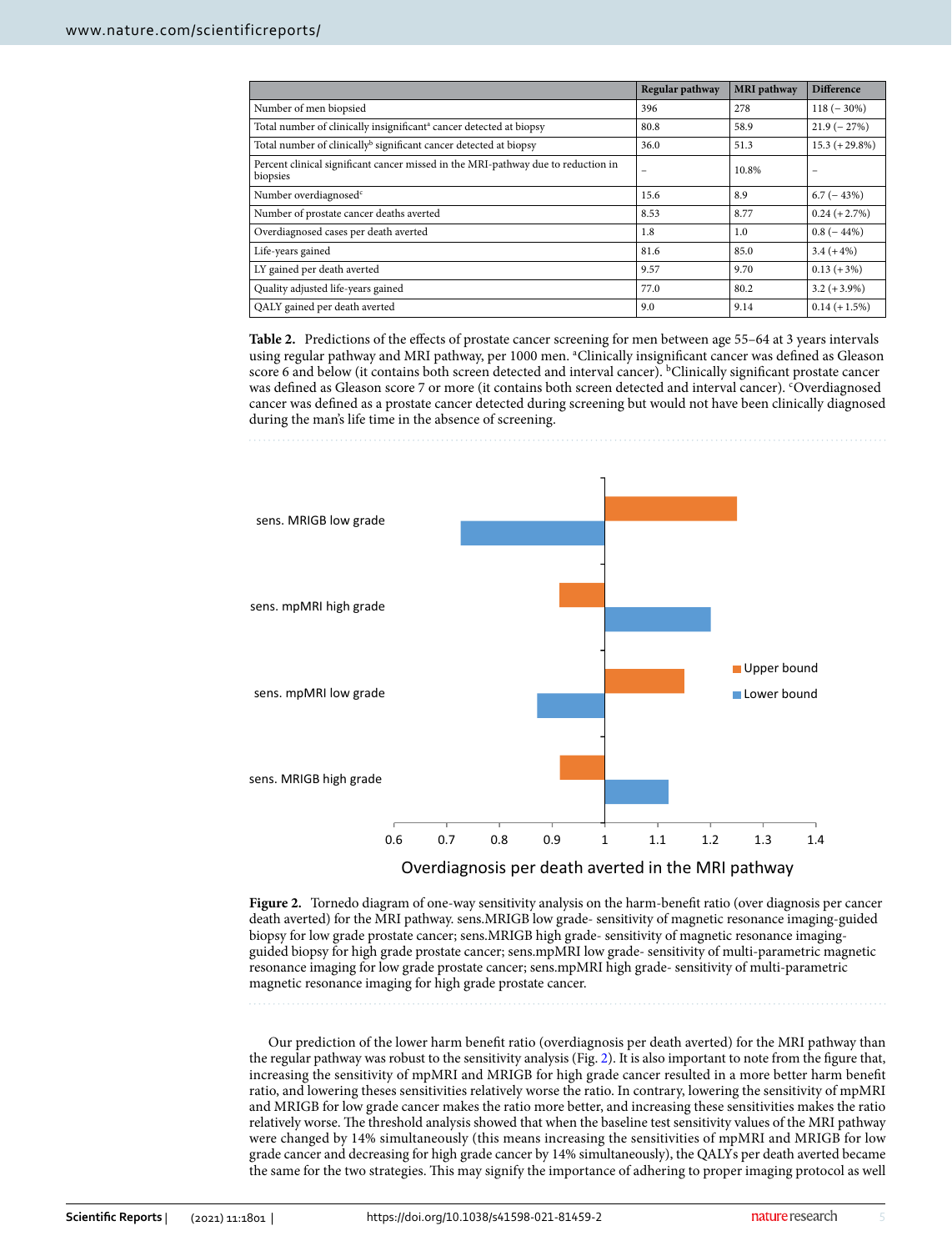|  | Regular pathway | MRI pathway | Difference |
|---|---|---|---|
| Number of men biopsied | 396 | 278 | 118 (− 30%) |
| Total number of clinically insignificant[a] cancer detected at biopsy | 80.8 | 58.9 | 21.9 (− 27%) |
| Total number of clinically[b] significant cancer detected at biopsy | 36.0 | 51.3 | 15.3 (+29.8%) |
| Percent clinical significant cancer missed in the MRI-pathway due to reduction in biopsies | – | 10.8% | – |
| Number overdiagnosed[c] | 15.6 | 8.9 | 6.7 (− 43%) |
| Number of prostate cancer deaths averted | 8.53 | 8.77 | 0.24 (+2.7%) |
| Overdiagnosed cases per death averted | 1.8 | 1.0 | 0.8 (− 44%) |
| Life-years gained | 81.6 | 85.0 | 3.4 (+4%) |
| LY gained per death averted | 9.57 | 9.70 | 0.13 (+3%) |
| Quality adjusted life-years gained | 77.0 | 80.2 | 3.2 (+3.9%) |
| QALY gained per death averted | 9.0 | 9.14 | 0.14 (+1.5%) |

**Table 2.** Predictions of the effects of prostate cancer screening for men between age 55–64 at 3 years intervals using regular pathway and MRI pathway, per 1000 men. [a]Clinically insignificant cancer was defined as Gleason score 6 and below (it contains both screen detected and interval cancer). [b]Clinically significant prostate cancer was defined as Gleason score 7 or more (it contains both screen detected and interval cancer). [c]Overdiagnosed cancer was defined as a prostate cancer detected during screening but would not have been clinically diagnosed during the man's life time in the absence of screening.

**Figure 2.** Tornedo diagram of one-way sensitivity analysis on the harm-benefit ratio (over diagnosis per cancer death averted) for the MRI pathway. sens. MRIGB low grade- sensitivity of magnetic resonance imaging-guided biopsy for low grade prostate cancer; sens.MRIGB high grade- sensitivity of magnetic resonance imaging-guided biopsy for high grade prostate cancer; sens.mpMRI low grade- sensitivity of multi-parametric magnetic resonance imaging for low grade prostate cancer; sens.mpMRI high grade- sensitivity of multi-parametric magnetic resonance imaging for high grade prostate cancer.

Our prediction of the lower harm benefit ratio (overdiagnosis per death averted) for the MRI pathway than the regular pathway was robust to the sensitivity analysis (Fig. 2). It is also important to note from the figure that, increasing the sensitivity of mpMRI and MRIGB for high grade cancer resulted in a more better harm benefit ratio, and lowering theses sensitivities relatively worse the ratio. In contrary, lowering the sensitivity of mpMRI and MRIGB for low grade cancer makes the ratio more better, and increasing these sensitivities makes the ratio relatively worse. The threshold analysis showed that when the baseline test sensitivity values of the MRI pathway were changed by 14% simultaneously (this means increasing the sensitivities of mpMRI and MRIGB for low grade cancer and decreasing for high grade cancer by 14% simultaneously), the QALYs per death averted became the same for the two strategies. This may signify the importance of adhering to proper imaging protocol as well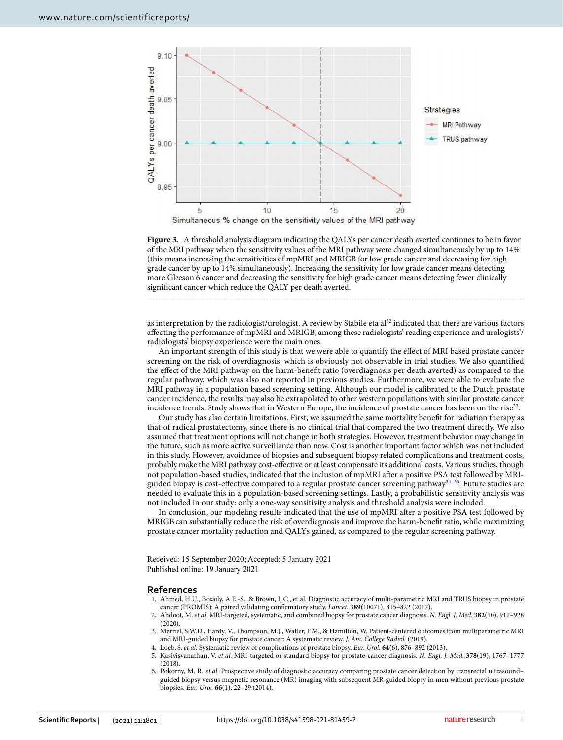**Figure 3.** A threshold analysis diagram indicating the QALYs per cancer death averted continues to be in favor of the MRI pathway when the sensitivity values of the MRI pathway were changed simultaneously by up to 14% (this means increasing the sensitivities of mpMRI and MRIGB for low grade cancer and decreasing for high grade cancer by up to 14% simultaneously). Increasing the sensitivity for low grade cancer means detecting more Gleeson 6 cancer and decreasing the sensitivity for high grade cancer means detecting fewer clinically significant cancer which reduce the QALY per death averted.

as interpretation by the radiologist/urologist. A review by Stabile eta al[32] indicated that there are various factors affecting the performance of mpMRI and MRIGB, among these radiologists' reading experience and urologists'/radiologists' biopsy experience were the main ones.

An important strength of this study is that we were able to quantify the effect of MRI based prostate cancer screening on the risk of overdiagnosis, which is obviously not observable in trial studies. We also quantified the effect of the MRI pathway on the harm-benefit ratio (overdiagnosis per death averted) as compared to the regular pathway, which was also not reported in previous studies. Furthermore, we were able to evaluate the MRI pathway in a population based screening setting. Although our model is calibrated to the Dutch prostate cancer incidence, the results may also be extrapolated to other western populations with similar prostate cancer incidence trends. Study shows that in Western Europe, the incidence of prostate cancer has been on the rise[33].

Our study has also certain limitations. First, we assumed the same mortality benefit for radiation therapy as that of radical prostatectomy, since there is no clinical trial that compared the two treatment directly. We also assumed that treatment options will not change in both strategies. However, treatment behavior may change in the future, such as more active surveillance than now. Cost is another important factor which was not included in this study. However, avoidance of biopsies and subsequent biopsy related complications and treatment costs, probably make the MRI pathway cost-effective or at least compensate its additional costs. Various studies, though not population-based studies, indicated that the inclusion of mpMRI after a positive PSA test followed by MRI-guided biopsy is cost-effective compared to a regular prostate cancer screening pathway[34–36]. Future studies are needed to evaluate this in a population-based screening settings. Lastly, a probabilistic sensitivity analysis was not included in our study: only a one-way sensitivity analysis and threshold analysis were included.

In conclusion, our modeling results indicated that the use of mpMRI after a positive PSA test followed by MRIGB can substantially reduce the risk of overdiagnosis and improve the harm-benefit ratio, while maximizing prostate cancer mortality reduction and QALYs gained, as compared to the regular screening pathway.

Received: 15 September 2020; Accepted: 5 January 2021
Published online: 19 January 2021

## References

1. Ahmed, H.U., Bosaily, A.E.-S., & Brown, L.C., et al. Diagnostic accuracy of multi-parametric MRI and TRUS biopsy in prostate cancer (PROMIS): A paired validating confirmatory study. *Lancet.* **389**(10071), 815–822 (2017).
2. Ahdoot, M. *et al.* MRI-targeted, systematic, and combined biopsy for prostate cancer diagnosis. *N. Engl. J. Med.* **382**(10), 917–928 (2020).
3. Merriel, S.W.D., Hardy, V., Thompson, M.J., Walter, F.M., & Hamilton, W. Patient-centered outcomes from multiparametric MRI and MRI-guided biopsy for prostate cancer: A systematic review. *J. Am. College Radiol.* (2019).
4. Loeb, S. *et al.* Systematic review of complications of prostate biopsy. *Eur. Urol.* **64**(6), 876–892 (2013).
5. Kasivisvanathan, V. *et al.* MRI-targeted or standard biopsy for prostate-cancer diagnosis. *N. Engl. J. Med.* **378**(19), 1767–1777 (2018).
6. Pokorny, M. R. *et al.* Prospective study of diagnostic accuracy comparing prostate cancer detection by transrectal ultrasound–guided biopsy versus magnetic resonance (MR) imaging with subsequent MR-guided biopsy in men without previous prostate biopsies. *Eur. Urol.* **66**(1), 22–29 (2014).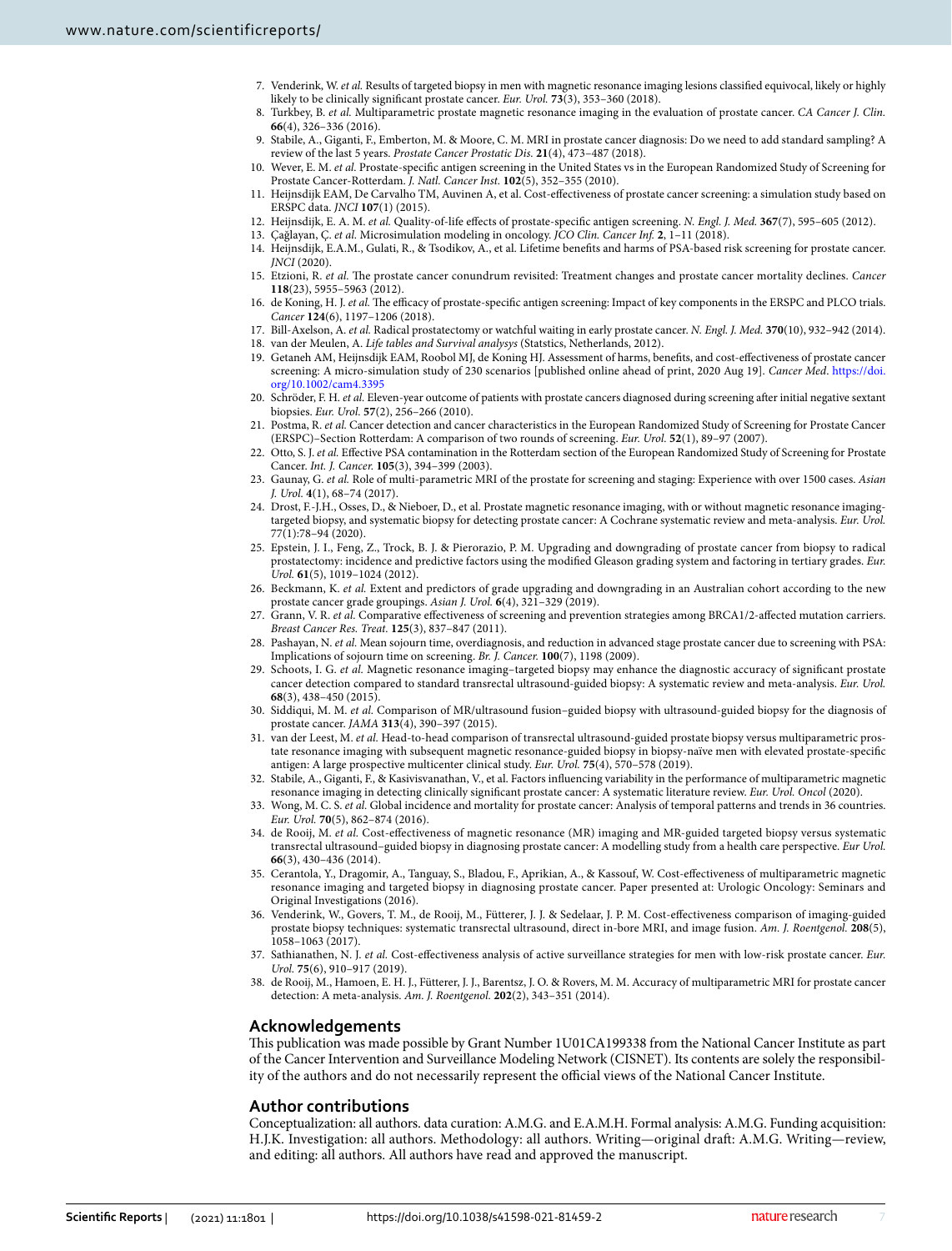7. Venderink, W. *et al.* Results of targeted biopsy in men with magnetic resonance imaging lesions classified equivocal, likely or highly likely to be clinically significant prostate cancer. *Eur. Urol.* **73**(3), 353–360 (2018).
8. Turkbey, B. *et al.* Multiparametric prostate magnetic resonance imaging in the evaluation of prostate cancer. *CA Cancer J. Clin.* **66**(4), 326–336 (2016).
9. Stabile, A., Giganti, F., Emberton, M. & Moore, C. M. MRI in prostate cancer diagnosis: Do we need to add standard sampling? A review of the last 5 years. *Prostate Cancer Prostatic Dis.* **21**(4), 473–487 (2018).
10. Wever, E. M. *et al.* Prostate-specific antigen screening in the United States vs in the European Randomized Study of Screening for Prostate Cancer-Rotterdam. *J. Natl. Cancer Inst.* **102**(5), 352–355 (2010).
11. Heijnsdijk EAM, De Carvalho TM, Auvinen A, et al. Cost-effectiveness of prostate cancer screening: a simulation study based on ERSPC data. *JNCI* **107**(1) (2015).
12. Heijnsdijk, E. A. M. *et al.* Quality-of-life effects of prostate-specific antigen screening. *N. Engl. J. Med.* **367**(7), 595–605 (2012).
13. Çağlayan, Ç. *et al.* Microsimulation modeling in oncology. *JCO Clin. Cancer Inf.* **2**, 1–11 (2018).
14. Heijnsdijk, E.A.M., Gulati, R., & Tsodikov, A., et al. Lifetime benefits and harms of PSA-based risk screening for prostate cancer. *JNCI* (2020).
15. Etzioni, R. *et al.* The prostate cancer conundrum revisited: Treatment changes and prostate cancer mortality declines. *Cancer* **118**(23), 5955–5963 (2012).
16. de Koning, H. J. *et al.* The efficacy of prostate-specific antigen screening: Impact of key components in the ERSPC and PLCO trials. *Cancer* **124**(6), 1197–1206 (2018).
17. Bill-Axelson, A. *et al.* Radical prostatectomy or watchful waiting in early prostate cancer. *N. Engl. J. Med.* **370**(10), 932–942 (2014).
18. van der Meulen, A. *Life tables and Survival analysys* (Statstics, Netherlands, 2012).
19. Getaneh AM, Heijnsdijk EAM, Roobol MJ, de Koning HJ. Assessment of harms, benefits, and cost-effectiveness of prostate cancer screening: A micro-simulation study of 230 scenarios [published online ahead of print, 2020 Aug 19]. *Cancer Med*. https://doi.org/10.1002/cam4.3395
20. Schröder, F. H. *et al.* Eleven-year outcome of patients with prostate cancers diagnosed during screening after initial negative sextant biopsies. *Eur. Urol.* **57**(2), 256–266 (2010).
21. Postma, R. *et al.* Cancer detection and cancer characteristics in the European Randomized Study of Screening for Prostate Cancer (ERSPC)–Section Rotterdam: A comparison of two rounds of screening. *Eur. Urol.* **52**(1), 89–97 (2007).
22. Otto, S. J. *et al.* Effective PSA contamination in the Rotterdam section of the European Randomized Study of Screening for Prostate Cancer. *Int. J. Cancer.* **105**(3), 394–399 (2003).
23. Gaunay, G. *et al.* Role of multi-parametric MRI of the prostate for screening and staging: Experience with over 1500 cases. *Asian J. Urol.* **4**(1), 68–74 (2017).
24. Drost, F.-J.H., Osses, D., & Nieboer, D., et al. Prostate magnetic resonance imaging, with or without magnetic resonance imaging-targeted biopsy, and systematic biopsy for detecting prostate cancer: A Cochrane systematic review and meta-analysis. *Eur. Urol.* 77(1):78–94 (2020).
25. Epstein, J. I., Feng, Z., Trock, B. J. & Pierorazio, P. M. Upgrading and downgrading of prostate cancer from biopsy to radical prostatectomy: incidence and predictive factors using the modified Gleason grading system and factoring in tertiary grades. *Eur. Urol.* **61**(5), 1019–1024 (2012).
26. Beckmann, K. *et al.* Extent and predictors of grade upgrading and downgrading in an Australian cohort according to the new prostate cancer grade groupings. *Asian J. Urol.* **6**(4), 321–329 (2019).
27. Grann, V. R. *et al.* Comparative effectiveness of screening and prevention strategies among BRCA1/2-affected mutation carriers. *Breast Cancer Res. Treat.* **125**(3), 837–847 (2011).
28. Pashayan, N. *et al.* Mean sojourn time, overdiagnosis, and reduction in advanced stage prostate cancer due to screening with PSA: Implications of sojourn time on screening. *Br. J. Cancer.* **100**(7), 1198 (2009).
29. Schoots, I. G. *et al.* Magnetic resonance imaging–targeted biopsy may enhance the diagnostic accuracy of significant prostate cancer detection compared to standard transrectal ultrasound-guided biopsy: A systematic review and meta-analysis. *Eur. Urol.* **68**(3), 438–450 (2015).
30. Siddiqui, M. M. *et al.* Comparison of MR/ultrasound fusion–guided biopsy with ultrasound-guided biopsy for the diagnosis of prostate cancer. *JAMA* **313**(4), 390–397 (2015).
31. van der Leest, M. *et al.* Head-to-head comparison of transrectal ultrasound-guided prostate biopsy versus multiparametric prostate resonance imaging with subsequent magnetic resonance-guided biopsy in biopsy-naïve men with elevated prostate-specific antigen: A large prospective multicenter clinical study. *Eur. Urol.* **75**(4), 570–578 (2019).
32. Stabile, A., Giganti, F., & Kasivisvanathan, V., et al. Factors influencing variability in the performance of multiparametric magnetic resonance imaging in detecting clinically significant prostate cancer: A systematic literature review. *Eur. Urol. Oncol* (2020).
33. Wong, M. C. S. *et al.* Global incidence and mortality for prostate cancer: Analysis of temporal patterns and trends in 36 countries. *Eur. Urol.* **70**(5), 862–874 (2016).
34. de Rooij, M. *et al.* Cost-effectiveness of magnetic resonance (MR) imaging and MR-guided targeted biopsy versus systematic transrectal ultrasound–guided biopsy in diagnosing prostate cancer: A modelling study from a health care perspective. *Eur Urol.* **66**(3), 430–436 (2014).
35. Cerantola, Y., Dragomir, A., Tanguay, S., Bladou, F., Aprikian, A., & Kassouf, W. Cost-effectiveness of multiparametric magnetic resonance imaging and targeted biopsy in diagnosing prostate cancer. Paper presented at: Urologic Oncology: Seminars and Original Investigations (2016).
36. Venderink, W., Govers, T. M., de Rooij, M., Fütterer, J. J. & Sedelaar, J. P. M. Cost-effectiveness comparison of imaging-guided prostate biopsy techniques: systematic transrectal ultrasound, direct in-bore MRI, and image fusion. *Am. J. Roentgenol.* **208**(5), 1058–1063 (2017).
37. Sathianathen, N. J. *et al.* Cost-effectiveness analysis of active surveillance strategies for men with low-risk prostate cancer. *Eur. Urol.* **75**(6), 910–917 (2019).
38. de Rooij, M., Hamoen, E. H. J., Fütterer, J. J., Barentsz, J. O. & Rovers, M. M. Accuracy of multiparametric MRI for prostate cancer detection: A meta-analysis. *Am. J. Roentgenol.* **202**(2), 343–351 (2014).

## Acknowledgements

This publication was made possible by Grant Number 1U01CA199338 from the National Cancer Institute as part of the Cancer Intervention and Surveillance Modeling Network (CISNET). Its contents are solely the responsibility of the authors and do not necessarily represent the official views of the National Cancer Institute.

## Author contributions

Conceptualization: all authors. data curation: A.M.G. and E.A.M.H. Formal analysis: A.M.G. Funding acquisition: H.J.K. Investigation: all authors. Methodology: all authors. Writing—original draft: A.M.G. Writing—review, and editing: all authors. All authors have read and approved the manuscript.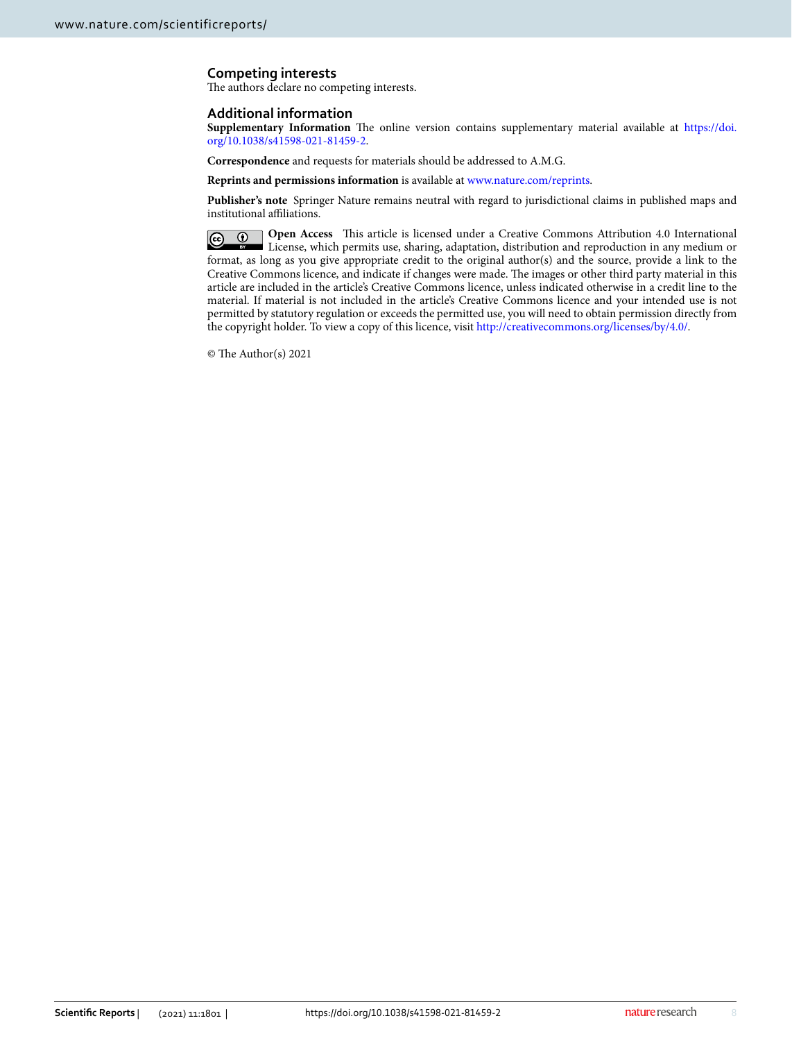## Competing interests

The authors declare no competing interests.

## Additional information

**Supplementary Information** The online version contains supplementary material available at https://doi.org/10.1038/s41598-021-81459-2.

**Correspondence** and requests for materials should be addressed to A.M.G.

**Reprints and permissions information** is available at www.nature.com/reprints.

**Publisher's note** Springer Nature remains neutral with regard to jurisdictional claims in published maps and institutional affiliations.

**Open Access** This article is licensed under a Creative Commons Attribution 4.0 International License, which permits use, sharing, adaptation, distribution and reproduction in any medium or format, as long as you give appropriate credit to the original author(s) and the source, provide a link to the Creative Commons licence, and indicate if changes were made. The images or other third party material in this article are included in the article's Creative Commons licence, unless indicated otherwise in a credit line to the material. If material is not included in the article's Creative Commons licence and your intended use is not permitted by statutory regulation or exceeds the permitted use, you will need to obtain permission directly from the copyright holder. To view a copy of this licence, visit http://creativecommons.org/licenses/by/4.0/.

© The Author(s) 2021